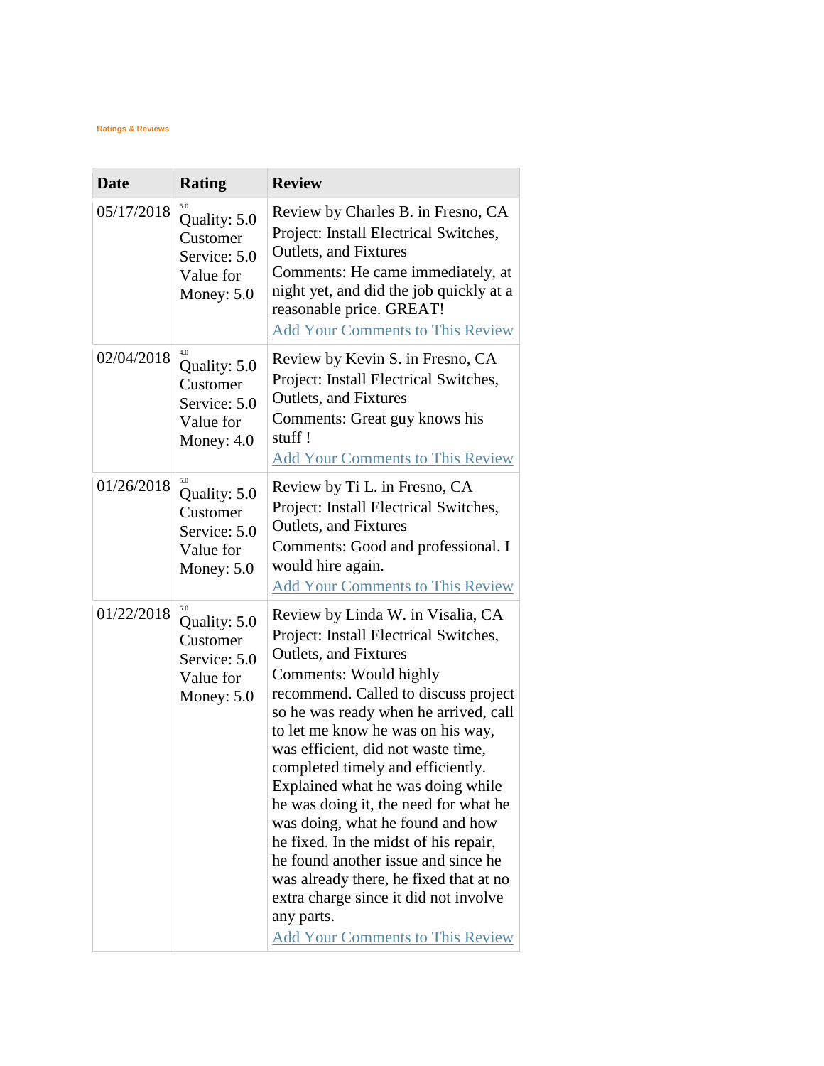Ratings & Reviews

| Date | Rating | Review |
| --- | --- | --- |
| 05/17/2018 | 5.0<br>Quality: 5.0<br>Customer Service: 5.0<br>Value for Money: 5.0 | Review by Charles B. in Fresno, CA<br>Project: Install Electrical Switches, Outlets, and Fixtures<br>Comments: He came immediately, at night yet, and did the job quickly at a reasonable price. GREAT!<br>Add Your Comments to This Review |
| 02/04/2018 | 4.0<br>Quality: 5.0<br>Customer Service: 5.0<br>Value for Money: 4.0 | Review by Kevin S. in Fresno, CA<br>Project: Install Electrical Switches, Outlets, and Fixtures<br>Comments: Great guy knows his stuff !<br>Add Your Comments to This Review |
| 01/26/2018 | 5.0<br>Quality: 5.0<br>Customer Service: 5.0<br>Value for Money: 5.0 | Review by Ti L. in Fresno, CA<br>Project: Install Electrical Switches, Outlets, and Fixtures<br>Comments: Good and professional. I would hire again.<br>Add Your Comments to This Review |
| 01/22/2018 | 5.0<br>Quality: 5.0<br>Customer Service: 5.0<br>Value for Money: 5.0 | Review by Linda W. in Visalia, CA<br>Project: Install Electrical Switches, Outlets, and Fixtures<br>Comments: Would highly recommend. Called to discuss project so he was ready when he arrived, call to let me know he was on his way, was efficient, did not waste time, completed timely and efficiently. Explained what he was doing while he was doing it, the need for what he was doing, what he found and how he fixed. In the midst of his repair, he found another issue and since he was already there, he fixed that at no extra charge since it did not involve any parts.<br>Add Your Comments to This Review |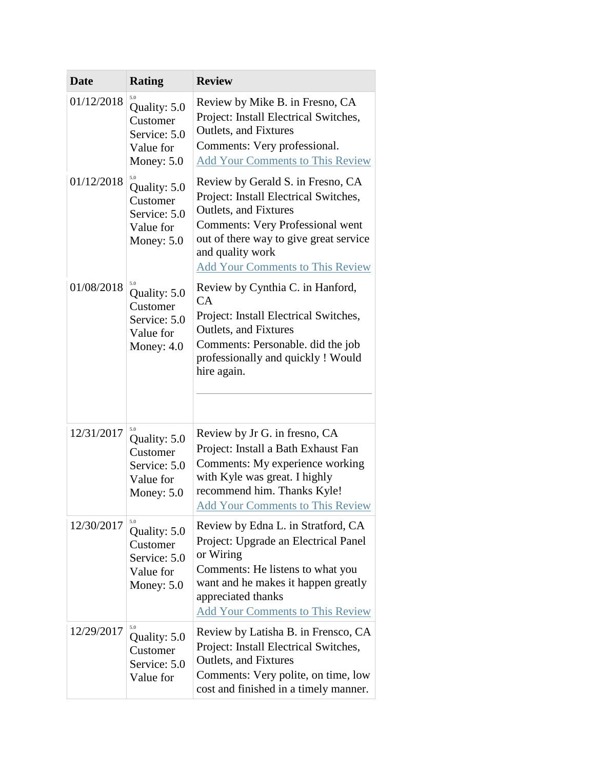| Date | Rating | Review |
|---|---|---|
| 01/12/2018 | 5.0 Quality: 5.0 Customer Service: 5.0 Value for Money: 5.0 | Review by Mike B. in Fresno, CA<br>Project: Install Electrical Switches, Outlets, and Fixtures<br>Comments: Very professional.<br>Add Your Comments to This Review |
| 01/12/2018 | 5.0 Quality: 5.0 Customer Service: 5.0 Value for Money: 5.0 | Review by Gerald S. in Fresno, CA<br>Project: Install Electrical Switches, Outlets, and Fixtures<br>Comments: Very Professional went out of there way to give great service and quality work<br>Add Your Comments to This Review |
| 01/08/2018 | 5.0 Quality: 5.0 Customer Service: 5.0 Value for Money: 4.0 | Review by Cynthia C. in Hanford, CA<br>Project: Install Electrical Switches, Outlets, and Fixtures<br>Comments: Personable. did the job professionally and quickly ! Would hire again. |
| 12/31/2017 | 5.0 Quality: 5.0 Customer Service: 5.0 Value for Money: 5.0 | Review by Jr G. in fresno, CA<br>Project: Install a Bath Exhaust Fan<br>Comments: My experience working with Kyle was great. I highly recommend him. Thanks Kyle!<br>Add Your Comments to This Review |
| 12/30/2017 | 5.0 Quality: 5.0 Customer Service: 5.0 Value for Money: 5.0 | Review by Edna L. in Stratford, CA<br>Project: Upgrade an Electrical Panel or Wiring<br>Comments: He listens to what you want and he makes it happen greatly appreciated thanks<br>Add Your Comments to This Review |
| 12/29/2017 | 5.0 Quality: 5.0 Customer Service: 5.0 Value for | Review by Latisha B. in Frensco, CA<br>Project: Install Electrical Switches, Outlets, and Fixtures<br>Comments: Very polite, on time, low cost and finished in a timely manner. |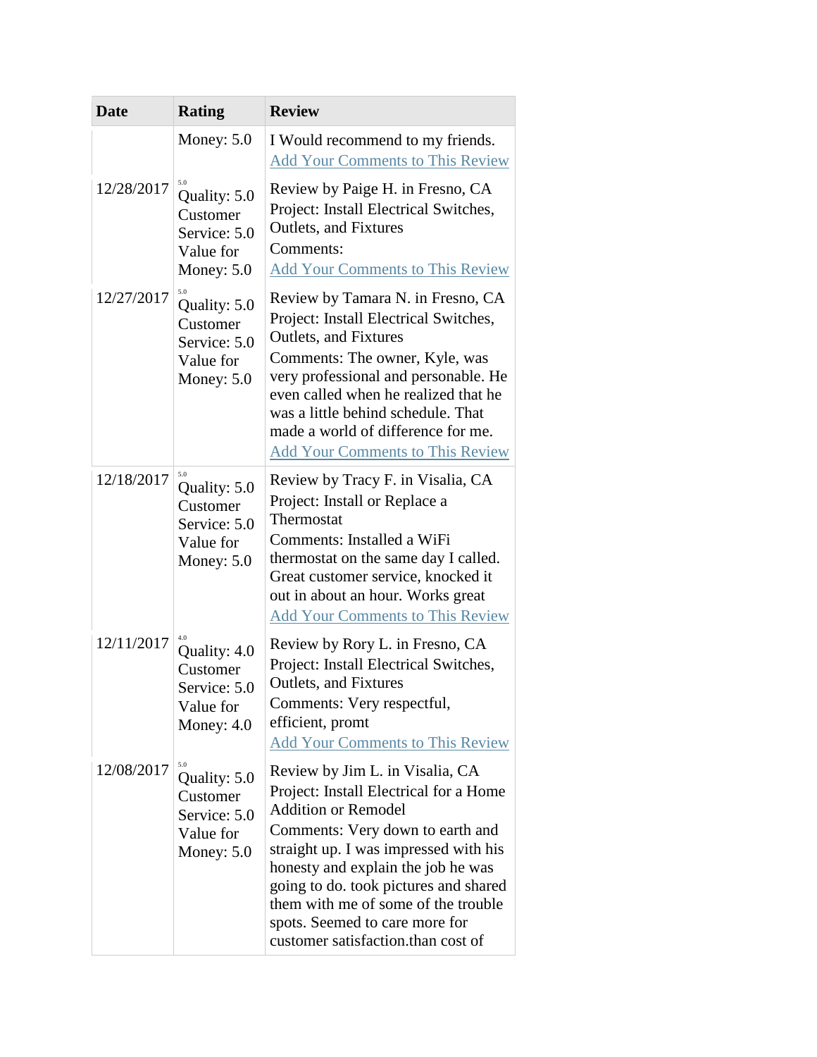| Date | Rating | Review |
| --- | --- | --- |
| | Money: 5.0 | I Would recommend to my friends. Add Your Comments to This Review |
| 12/28/2017 | 5.0 Quality: 5.0 Customer Service: 5.0 Value for Money: 5.0 | Review by Paige H. in Fresno, CA Project: Install Electrical Switches, Outlets, and Fixtures Comments: Add Your Comments to This Review |
| 12/27/2017 | 5.0 Quality: 5.0 Customer Service: 5.0 Value for Money: 5.0 | Review by Tamara N. in Fresno, CA Project: Install Electrical Switches, Outlets, and Fixtures Comments: The owner, Kyle, was very professional and personable. He even called when he realized that he was a little behind schedule. That made a world of difference for me. Add Your Comments to This Review |
| 12/18/2017 | 5.0 Quality: 5.0 Customer Service: 5.0 Value for Money: 5.0 | Review by Tracy F. in Visalia, CA Project: Install or Replace a Thermostat Comments: Installed a WiFi thermostat on the same day I called. Great customer service, knocked it out in about an hour. Works great Add Your Comments to This Review |
| 12/11/2017 | 4.0 Quality: 4.0 Customer Service: 5.0 Value for Money: 4.0 | Review by Rory L. in Fresno, CA Project: Install Electrical Switches, Outlets, and Fixtures Comments: Very respectful, efficient, promt Add Your Comments to This Review |
| 12/08/2017 | 5.0 Quality: 5.0 Customer Service: 5.0 Value for Money: 5.0 | Review by Jim L. in Visalia, CA Project: Install Electrical for a Home Addition or Remodel Comments: Very down to earth and straight up. I was impressed with his honesty and explain the job he was going to do. took pictures and shared them with me of some of the trouble spots. Seemed to care more for customer satisfaction.than cost of |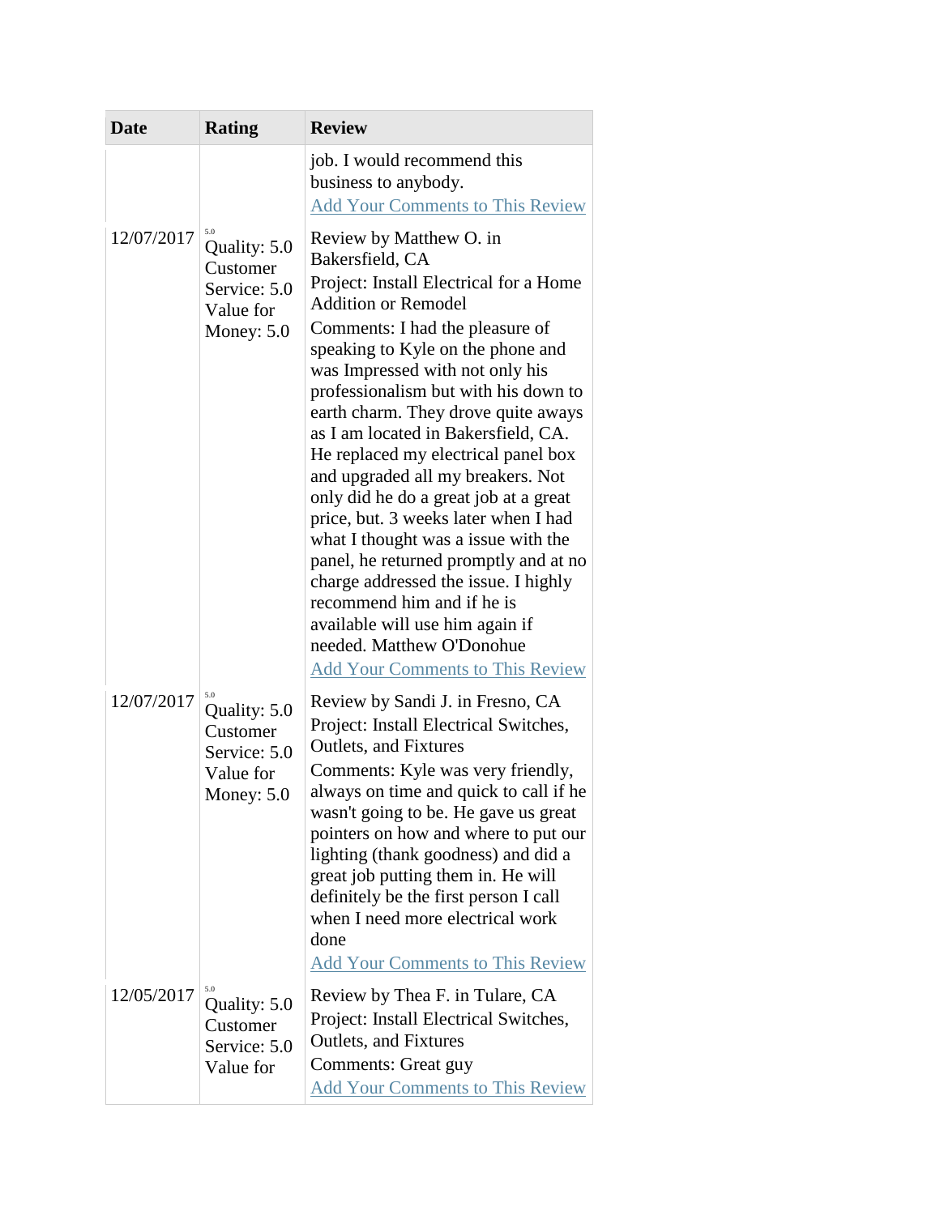| Date | Rating | Review |
|---|---|---|
| | | job. I would recommend this business to anybody. Add Your Comments to This Review |
| 12/07/2017 | 5.0 Quality: 5.0 Customer Service: 5.0 Value for Money: 5.0 | Review by Matthew O. in Bakersfield, CA<br>Project: Install Electrical for a Home Addition or Remodel<br>Comments: I had the pleasure of speaking to Kyle on the phone and was Impressed with not only his professionalism but with his down to earth charm. They drove quite aways as I am located in Bakersfield, CA. He replaced my electrical panel box and upgraded all my breakers. Not only did he do a great job at a great price, but. 3 weeks later when I had what I thought was a issue with the panel, he returned promptly and at no charge addressed the issue. I highly recommend him and if he is available will use him again if needed. Matthew O'Donohue<br>Add Your Comments to This Review |
| 12/07/2017 | 5.0 Quality: 5.0 Customer Service: 5.0 Value for Money: 5.0 | Review by Sandi J. in Fresno, CA<br>Project: Install Electrical Switches, Outlets, and Fixtures<br>Comments: Kyle was very friendly, always on time and quick to call if he wasn't going to be. He gave us great pointers on how and where to put our lighting (thank goodness) and did a great job putting them in. He will definitely be the first person I call when I need more electrical work done<br>Add Your Comments to This Review |
| 12/05/2017 | 5.0 Quality: 5.0 Customer Service: 5.0 Value for | Review by Thea F. in Tulare, CA<br>Project: Install Electrical Switches, Outlets, and Fixtures<br>Comments: Great guy<br>Add Your Comments to This Review |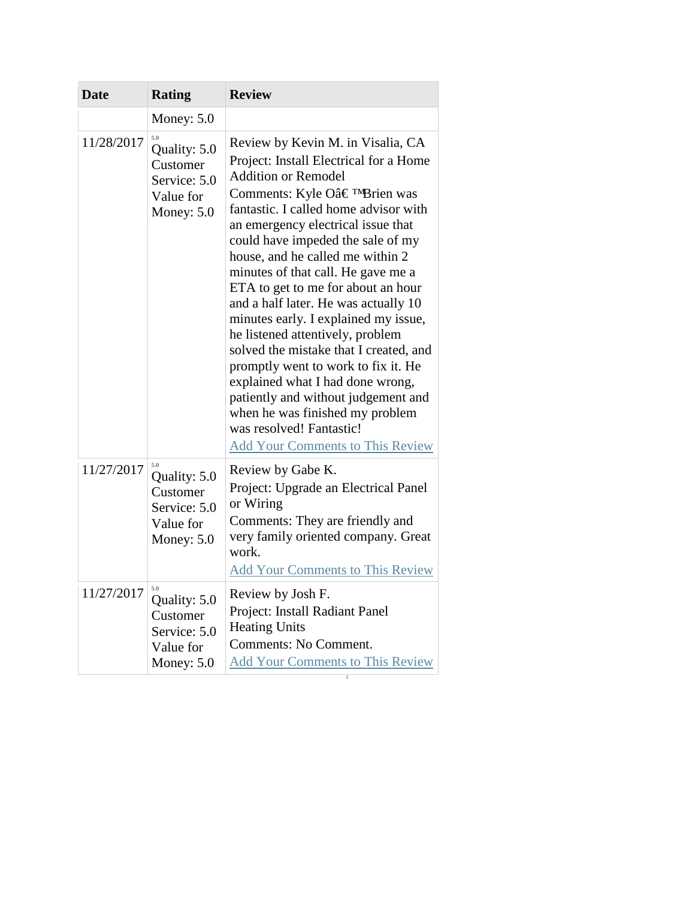| Date | Rating | Review |
|---|---|---|
| | Money: 5.0 | |
| 11/28/2017 | 5.0 Quality: 5.0 Customer Service: 5.0 Value for Money: 5.0 | Review by Kevin M. in Visalia, CA<br>Project: Install Electrical for a Home Addition or Remodel<br>Comments: Kyle Oâ€ ™Brien was fantastic. I called home advisor with an emergency electrical issue that could have impeded the sale of my house, and he called me within 2 minutes of that call. He gave me a ETA to get to me for about an hour and a half later. He was actually 10 minutes early. I explained my issue, he listened attentively, problem solved the mistake that I created, and promptly went to work to fix it. He explained what I had done wrong, patiently and without judgement and when he was finished my problem was resolved! Fantastic!<br>Add Your Comments to This Review |
| 11/27/2017 | 5.0 Quality: 5.0 Customer Service: 5.0 Value for Money: 5.0 | Review by Gabe K.<br>Project: Upgrade an Electrical Panel or Wiring<br>Comments: They are friendly and very family oriented company. Great work.<br>Add Your Comments to This Review |
| 11/27/2017 | 5.0 Quality: 5.0 Customer Service: 5.0 Value for Money: 5.0 | Review by Josh F.<br>Project: Install Radiant Panel Heating Units<br>Comments: No Comment.<br>Add Your Comments to This Review |